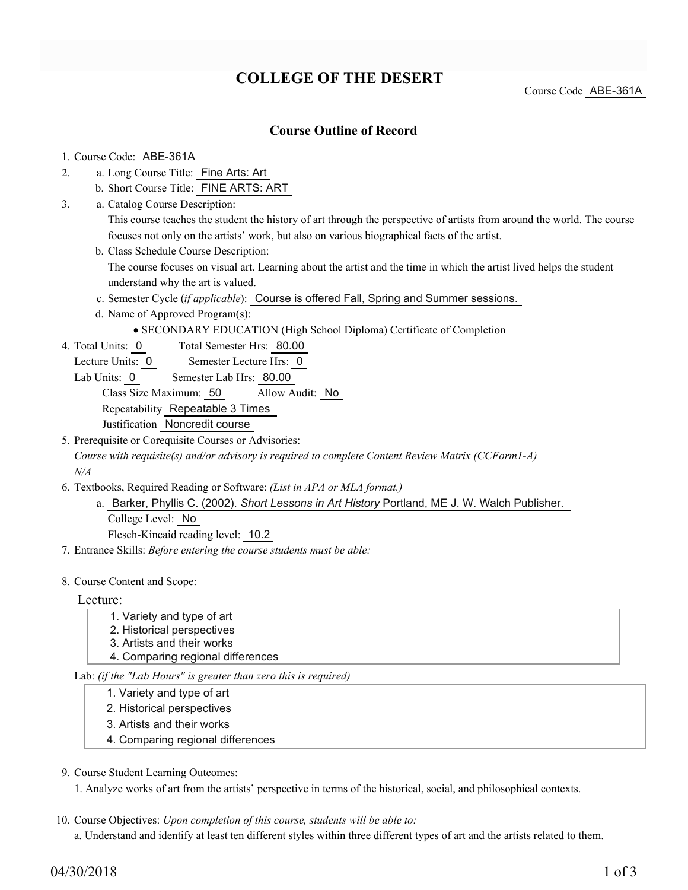# COLLEGE OF THE DESERT

Course Code ABE-361A

## Course Outline of Record

1. Course Code: ABE-361A
2. a. Long Course Title: Fine Arts: Art
   b. Short Course Title: FINE ARTS: ART
3. a. Catalog Course Description:
   This course teaches the student the history of art through the perspective of artists from around the world. The course focuses not only on the artists' work, but also on various biographical facts of the artist.
   b. Class Schedule Course Description:
   The course focuses on visual art. Learning about the artist and the time in which the artist lived helps the student understand why the art is valued.
   c. Semester Cycle (*if applicable*): Course is offered Fall, Spring and Summer sessions.
   d. Name of Approved Program(s):
   - SECONDARY EDUCATION (High School Diploma) Certificate of Completion
4. Total Units: 0 Total Semester Hrs: 80.00
   Lecture Units: 0 Semester Lecture Hrs: 0
   Lab Units: 0 Semester Lab Hrs: 80.00
   Class Size Maximum: 50 Allow Audit: No
   Repeatability Repeatable 3 Times
   Justification Noncredit course
5. Prerequisite or Corequisite Courses or Advisories:
   *Course with requisite(s) and/or advisory is required to complete Content Review Matrix (CCForm1-A)*
   *N/A*
6. Textbooks, Required Reading or Software: *(List in APA or MLA format.)*
   a. Barker, Phyllis C. (2002). *Short Lessons in Art History* Portland, ME J. W. Walch Publisher.
   College Level: No
   Flesch-Kincaid reading level: 10.2
7. Entrance Skills: *Before entering the course students must be able:*
8. Course Content and Scope:

   Lecture:
   1. Variety and type of art
   2. Historical perspectives
   3. Artists and their works
   4. Comparing regional differences

   Lab: *(if the "Lab Hours" is greater than zero this is required)*
   1. Variety and type of art
   2. Historical perspectives
   3. Artists and their works
   4. Comparing regional differences

9. Course Student Learning Outcomes:
   1. Analyze works of art from the artists' perspective in terms of the historical, social, and philosophical contexts.

10. Course Objectives: *Upon completion of this course, students will be able to:*
    a. Understand and identify at least ten different styles within three different types of art and the artists related to them.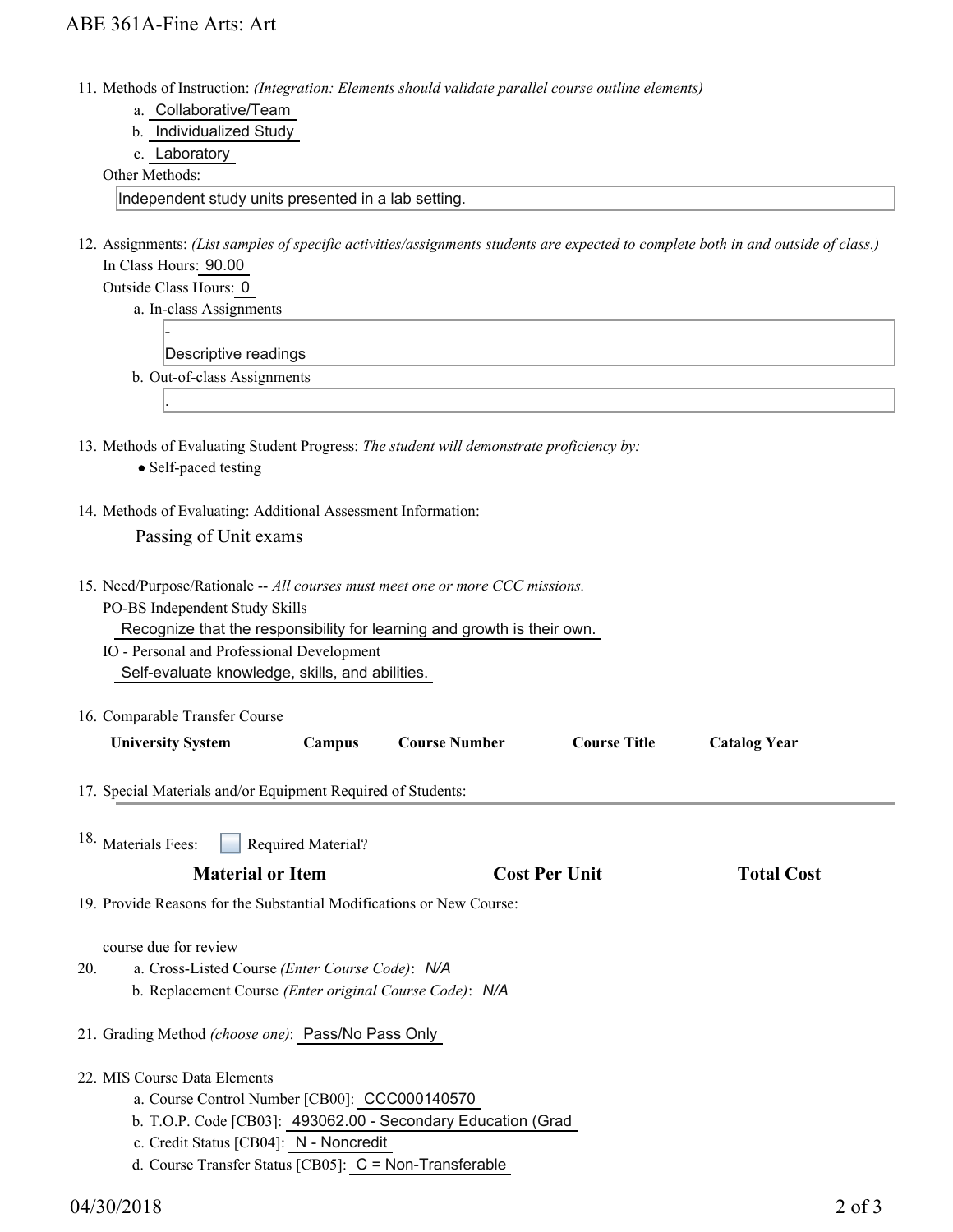11. Methods of Instruction: *(Integration: Elements should validate parallel course outline elements)*
    a. Collaborative/Team
    b. Individualized Study
    c. Laboratory

    Other Methods:

    Independent study units presented in a lab setting.

12. Assignments: *(List samples of specific activities/assignments students are expected to complete both in and outside of class.)*

    In Class Hours: 90.00

    Outside Class Hours: 0

    a. In-class Assignments

    -
    Descriptive readings

    b. Out-of-class Assignments

    .

13. Methods of Evaluating Student Progress: *The student will demonstrate proficiency by:*
    - Self-paced testing

14. Methods of Evaluating: Additional Assessment Information:

    Passing of Unit exams

15. Need/Purpose/Rationale -- *All courses must meet one or more CCC missions.*

    PO-BS Independent Study Skills

    Recognize that the responsibility for learning and growth is their own.

    IO - Personal and Professional Development

    Self-evaluate knowledge, skills, and abilities.

16. Comparable Transfer Course

| University System | Campus | Course Number | Course Title | Catalog Year |
|---|---|---|---|---|

17. Special Materials and/or Equipment Required of Students:

18. Materials Fees: ☐ Required Material?

| Material or Item | Cost Per Unit | Total Cost |
|---|---|---|

19. Provide Reasons for the Substantial Modifications or New Course:

    course due for review

20. a. Cross-Listed Course *(Enter Course Code)*: *N/A*

    b. Replacement Course *(Enter original Course Code)*: *N/A*

21. Grading Method *(choose one)*: Pass/No Pass Only

22. MIS Course Data Elements
    a. Course Control Number [CB00]: CCC000140570
    b. T.O.P. Code [CB03]: 493062.00 - Secondary Education (Grad
    c. Credit Status [CB04]: N - Noncredit
    d. Course Transfer Status [CB05]: C = Non-Transferable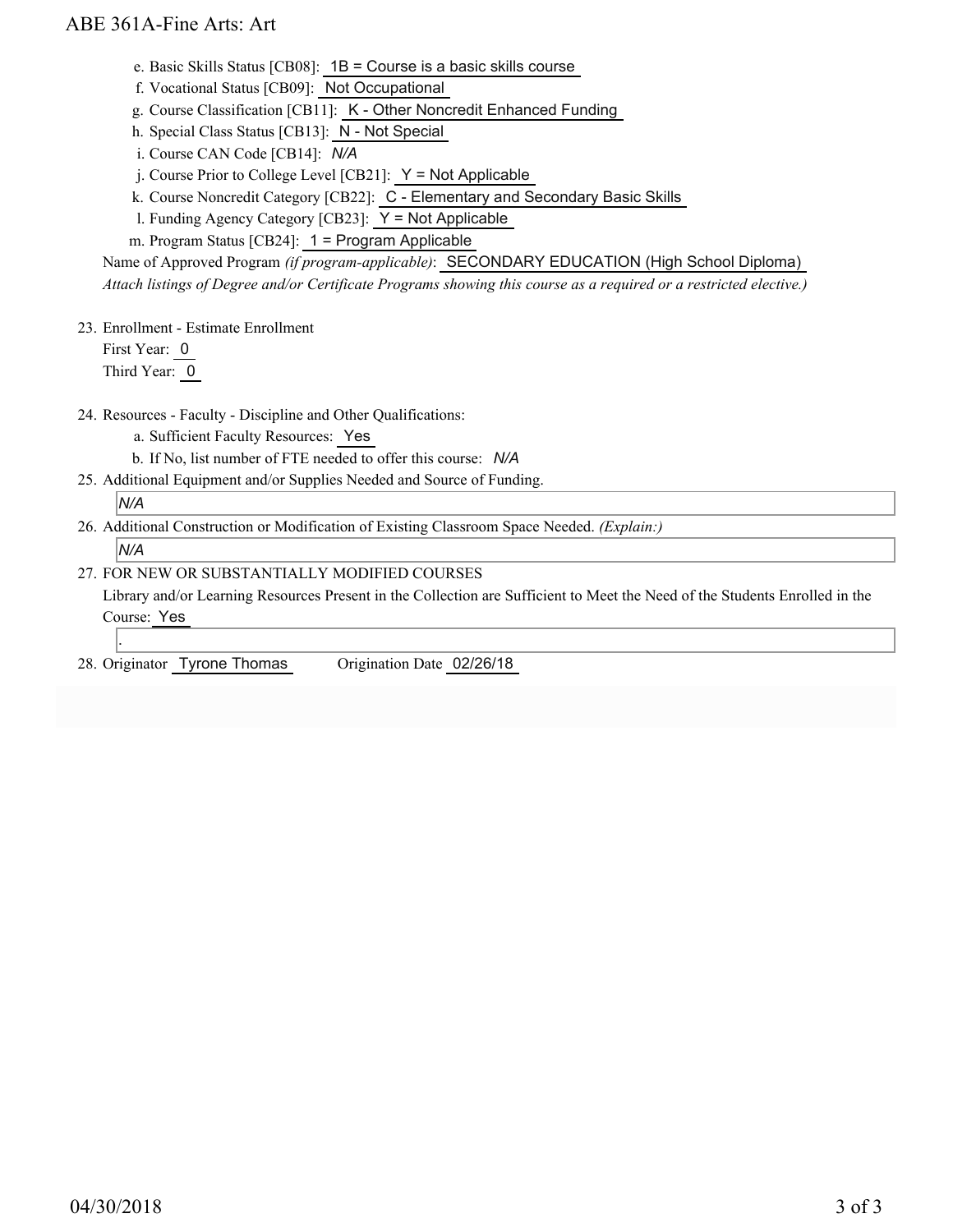e. Basic Skills Status [CB08]: 1B = Course is a basic skills course
f. Vocational Status [CB09]: Not Occupational
g. Course Classification [CB11]: K - Other Noncredit Enhanced Funding
h. Special Class Status [CB13]: N - Not Special
i. Course CAN Code [CB14]: *N/A*
j. Course Prior to College Level [CB21]: Y = Not Applicable
k. Course Noncredit Category [CB22]: C - Elementary and Secondary Basic Skills
l. Funding Agency Category [CB23]: Y = Not Applicable
m. Program Status [CB24]: 1 = Program Applicable

Name of Approved Program *(if program-applicable)*: SECONDARY EDUCATION (High School Diploma)

*Attach listings of Degree and/or Certificate Programs showing this course as a required or a restricted elective.)*

23. Enrollment - Estimate Enrollment
    First Year: 0
    Third Year: 0

24. Resources - Faculty - Discipline and Other Qualifications:
    a. Sufficient Faculty Resources: Yes
    b. If No, list number of FTE needed to offer this course: *N/A*

25. Additional Equipment and/or Supplies Needed and Source of Funding.
    *N/A*

26. Additional Construction or Modification of Existing Classroom Space Needed. *(Explain:)*
    *N/A*

27. FOR NEW OR SUBSTANTIALLY MODIFIED COURSES
    Library and/or Learning Resources Present in the Collection are Sufficient to Meet the Need of the Students Enrolled in the Course: Yes
    .

28. Originator Tyrone Thomas Origination Date 02/26/18